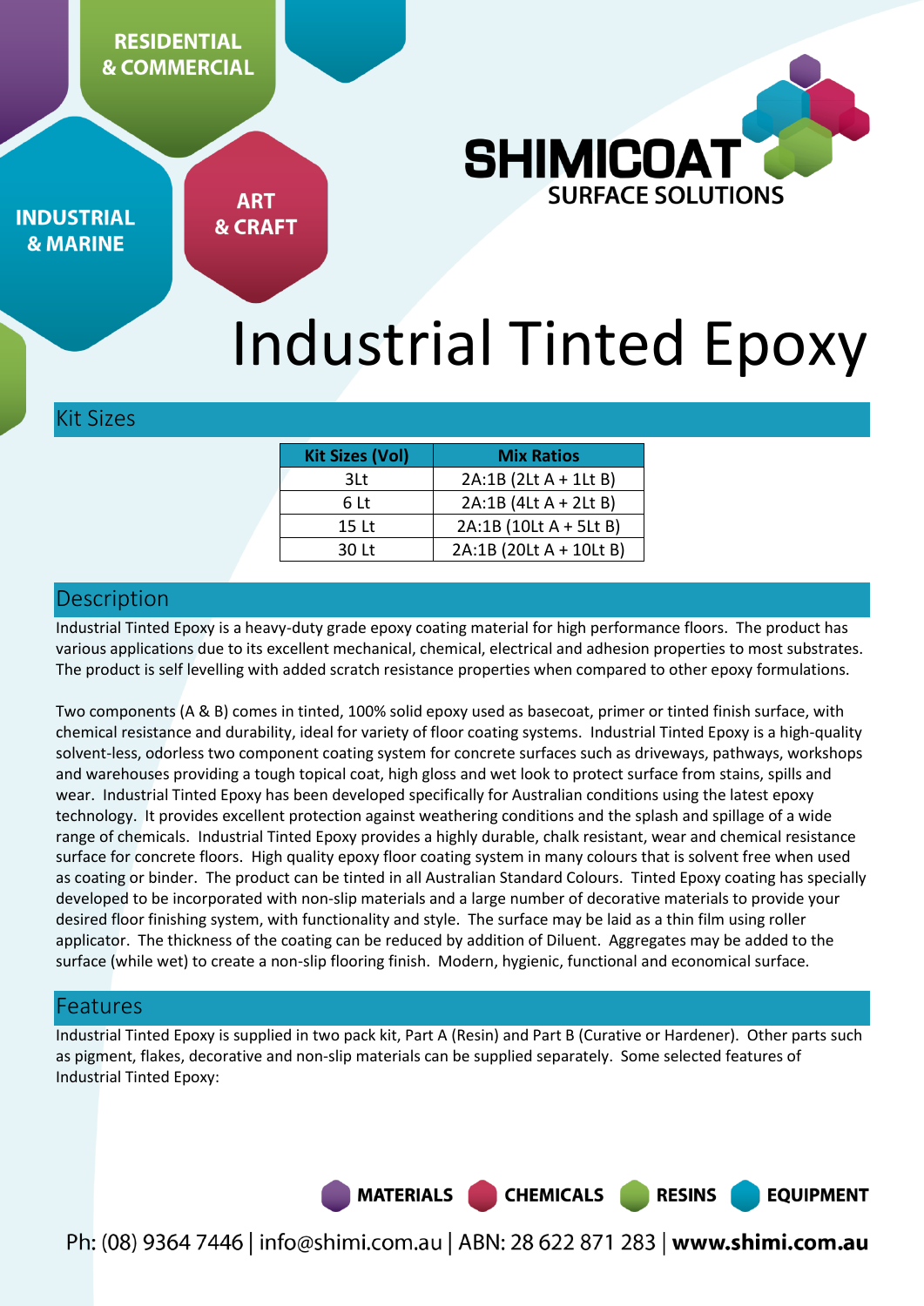RESIDENTIAL & COMMERCIAL

INDUSTRIAL & MARINE

ART & CRAFT

SHIMICOAT SURFACE SOLUTIONS

# Industrial Tinted Epoxy

## Kit Sizes

| Kit Sizes (Vol) | Mix Ratios |
|---|---|
| 3Lt | 2A:1B (2Lt A + 1Lt B) |
| 6 Lt | 2A:1B (4Lt A + 2Lt B) |
| 15 Lt | 2A:1B (10Lt A + 5Lt B) |
| 30 Lt | 2A:1B (20Lt A + 10Lt B) |

## Description

Industrial Tinted Epoxy is a heavy-duty grade epoxy coating material for high performance floors. The product has various applications due to its excellent mechanical, chemical, electrical and adhesion properties to most substrates. The product is self levelling with added scratch resistance properties when compared to other epoxy formulations.

Two components (A & B) comes in tinted, 100% solid epoxy used as basecoat, primer or tinted finish surface, with chemical resistance and durability, ideal for variety of floor coating systems. Industrial Tinted Epoxy is a high-quality solvent-less, odorless two component coating system for concrete surfaces such as driveways, pathways, workshops and warehouses providing a tough topical coat, high gloss and wet look to protect surface from stains, spills and wear. Industrial Tinted Epoxy has been developed specifically for Australian conditions using the latest epoxy technology. It provides excellent protection against weathering conditions and the splash and spillage of a wide range of chemicals. Industrial Tinted Epoxy provides a highly durable, chalk resistant, wear and chemical resistance surface for concrete floors. High quality epoxy floor coating system in many colours that is solvent free when used as coating or binder. The product can be tinted in all Australian Standard Colours. Tinted Epoxy coating has specially developed to be incorporated with non-slip materials and a large number of decorative materials to provide your desired floor finishing system, with functionality and style. The surface may be laid as a thin film using roller applicator. The thickness of the coating can be reduced by addition of Diluent. Aggregates may be added to the surface (while wet) to create a non-slip flooring finish. Modern, hygienic, functional and economical surface.

## Features

Industrial Tinted Epoxy is supplied in two pack kit, Part A (Resin) and Part B (Curative or Hardener). Other parts such as pigment, flakes, decorative and non-slip materials can be supplied separately. Some selected features of Industrial Tinted Epoxy:

MATERIALS CHEMICALS RESINS EQUIPMENT

Ph: (08) 9364 7446 | info@shimi.com.au | ABN: 28 622 871 283 | **www.shimi.com.au**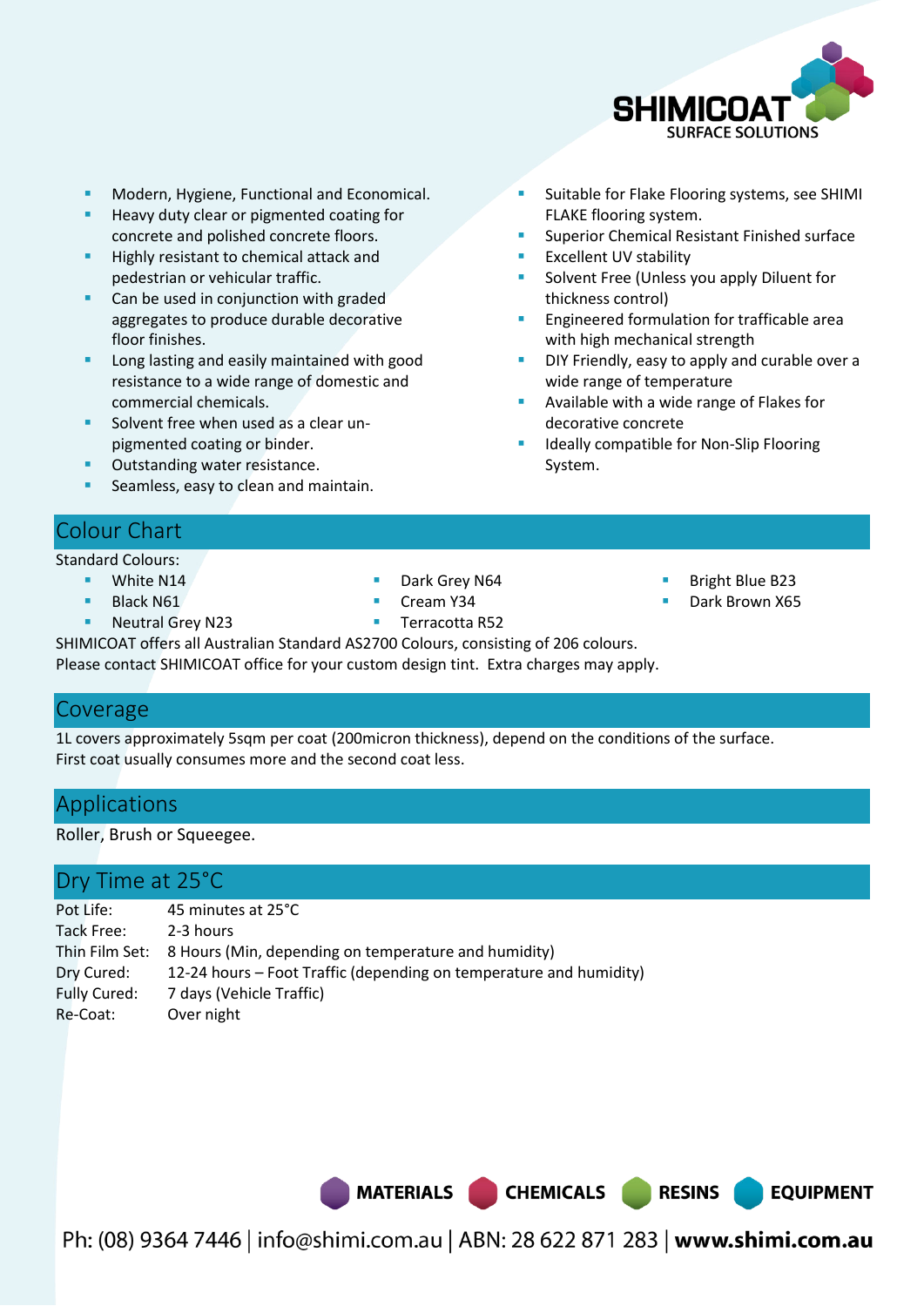- Modern, Hygiene, Functional and Economical.
- Heavy duty clear or pigmented coating for concrete and polished concrete floors.
- Highly resistant to chemical attack and pedestrian or vehicular traffic.
- Can be used in conjunction with graded aggregates to produce durable decorative floor finishes.
- Long lasting and easily maintained with good resistance to a wide range of domestic and commercial chemicals.
- Solvent free when used as a clear un-pigmented coating or binder.
- Outstanding water resistance.
- Seamless, easy to clean and maintain.
- Suitable for Flake Flooring systems, see SHIMI FLAKE flooring system.
- Superior Chemical Resistant Finished surface
- Excellent UV stability
- Solvent Free (Unless you apply Diluent for thickness control)
- Engineered formulation for trafficable area with high mechanical strength
- DIY Friendly, easy to apply and curable over a wide range of temperature
- Available with a wide range of Flakes for decorative concrete
- Ideally compatible for Non-Slip Flooring System.

## Colour Chart

Standard Colours:

- White N14
- Black N61
- Neutral Grey N23
- Dark Grey N64
- Cream Y34
- Terracotta R52
- Bright Blue B23
- Dark Brown X65

SHIMICOAT offers all Australian Standard AS2700 Colours, consisting of 206 colours.
Please contact SHIMICOAT office for your custom design tint. Extra charges may apply.

## Coverage

1L covers approximately 5sqm per coat (200micron thickness), depend on the conditions of the surface.
First coat usually consumes more and the second coat less.

## Applications

Roller, Brush or Squeegee.

## Dry Time at 25°C

| | |
|---|---|
| Pot Life: | 45 minutes at 25°C |
| Tack Free: | 2-3 hours |
| Thin Film Set: | 8 Hours (Min, depending on temperature and humidity) |
| Dry Cured: | 12-24 hours – Foot Traffic (depending on temperature and humidity) |
| Fully Cured: | 7 days (Vehicle Traffic) |
| Re-Coat: | Over night |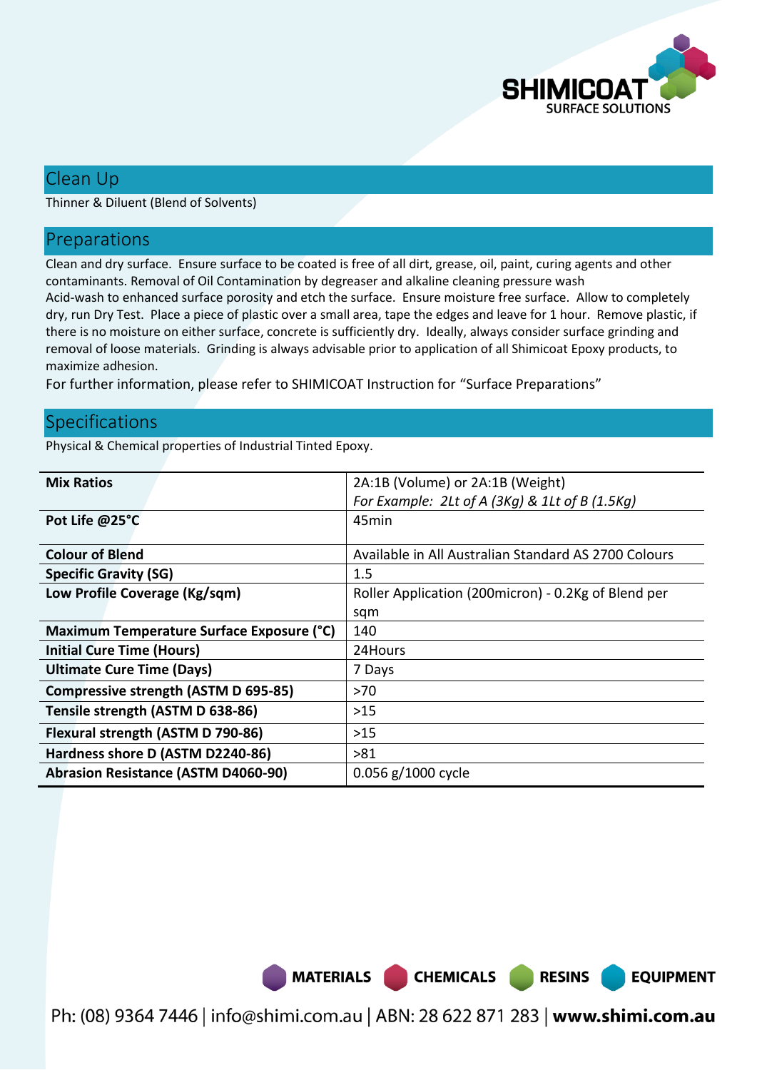## Clean Up

Thinner & Diluent (Blend of Solvents)

## Preparations

Clean and dry surface. Ensure surface to be coated is free of all dirt, grease, oil, paint, curing agents and other contaminants. Removal of Oil Contamination by degreaser and alkaline cleaning pressure wash
Acid-wash to enhanced surface porosity and etch the surface. Ensure moisture free surface. Allow to completely dry, run Dry Test. Place a piece of plastic over a small area, tape the edges and leave for 1 hour. Remove plastic, if there is no moisture on either surface, concrete is sufficiently dry. Ideally, always consider surface grinding and removal of loose materials. Grinding is always advisable prior to application of all Shimicoat Epoxy products, to maximize adhesion.

For further information, please refer to SHIMICOAT Instruction for "Surface Preparations"

## Specifications

Physical & Chemical properties of Industrial Tinted Epoxy.

| | |
|---|---|
| **Mix Ratios** | 2A:1B (Volume) or 2A:1B (Weight)<br>*For Example: 2Lt of A (3Kg) & 1Lt of B (1.5Kg)* |
| **Pot Life @25°C** | 45min |
| **Colour of Blend** | Available in All Australian Standard AS 2700 Colours |
| **Specific Gravity (SG)** | 1.5 |
| **Low Profile Coverage (Kg/sqm)** | Roller Application (200micron) - 0.2Kg of Blend per sqm |
| **Maximum Temperature Surface Exposure (°C)** | 140 |
| **Initial Cure Time (Hours)** | 24Hours |
| **Ultimate Cure Time (Days)** | 7 Days |
| **Compressive strength (ASTM D 695-85)** | >70 |
| **Tensile strength (ASTM D 638-86)** | >15 |
| **Flexural strength (ASTM D 790-86)** | >15 |
| **Hardness shore D (ASTM D2240-86)** | >81 |
| **Abrasion Resistance (ASTM D4060-90)** | 0.056 g/1000 cycle |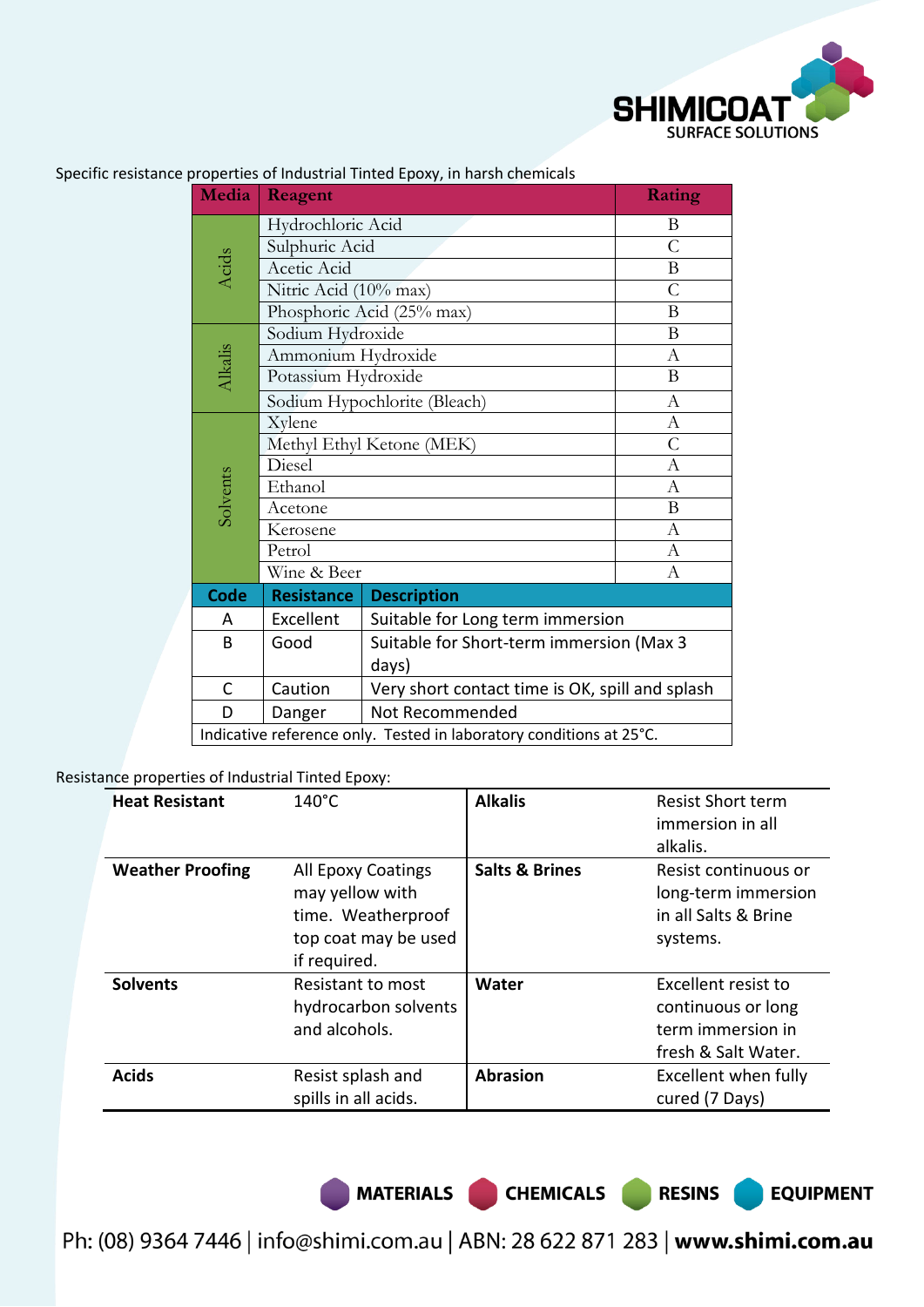Specific resistance properties of Industrial Tinted Epoxy, in harsh chemicals

| Media | Reagent | Rating |
|---|---|---|
| Acids | Hydrochloric Acid | B |
| | Sulphuric Acid | C |
| | Acetic Acid | B |
| | Nitric Acid (10% max) | C |
| | Phosphoric Acid (25% max) | B |
| Alkalis | Sodium Hydroxide | B |
| | Ammonium Hydroxide | A |
| | Potassium Hydroxide | B |
| | Sodium Hypochlorite (Bleach) | A |
| Solvents | Xylene | A |
| | Methyl Ethyl Ketone (MEK) | C |
| | Diesel | A |
| | Ethanol | A |
| | Acetone | B |
| | Kerosene | A |
| | Petrol | A |
| | Wine & Beer | A |

| Code | Resistance | Description |
|---|---|---|
| A | Excellent | Suitable for Long term immersion |
| B | Good | Suitable for Short-term immersion (Max 3 days) |
| C | Caution | Very short contact time is OK, spill and splash |
| D | Danger | Not Recommended |

Indicative reference only. Tested in laboratory conditions at 25°C.

Resistance properties of Industrial Tinted Epoxy:

| | | | |
|---|---|---|---|
| **Heat Resistant** | 140°C | **Alkalis** | Resist Short term immersion in all alkalis. |
| **Weather Proofing** | All Epoxy Coatings may yellow with time. Weatherproof top coat may be used if required. | **Salts & Brines** | Resist continuous or long-term immersion in all Salts & Brine systems. |
| **Solvents** | Resistant to most hydrocarbon solvents and alcohols. | **Water** | Excellent resist to continuous or long term immersion in fresh & Salt Water. |
| **Acids** | Resist splash and spills in all acids. | **Abrasion** | Excellent when fully cured (7 Days) |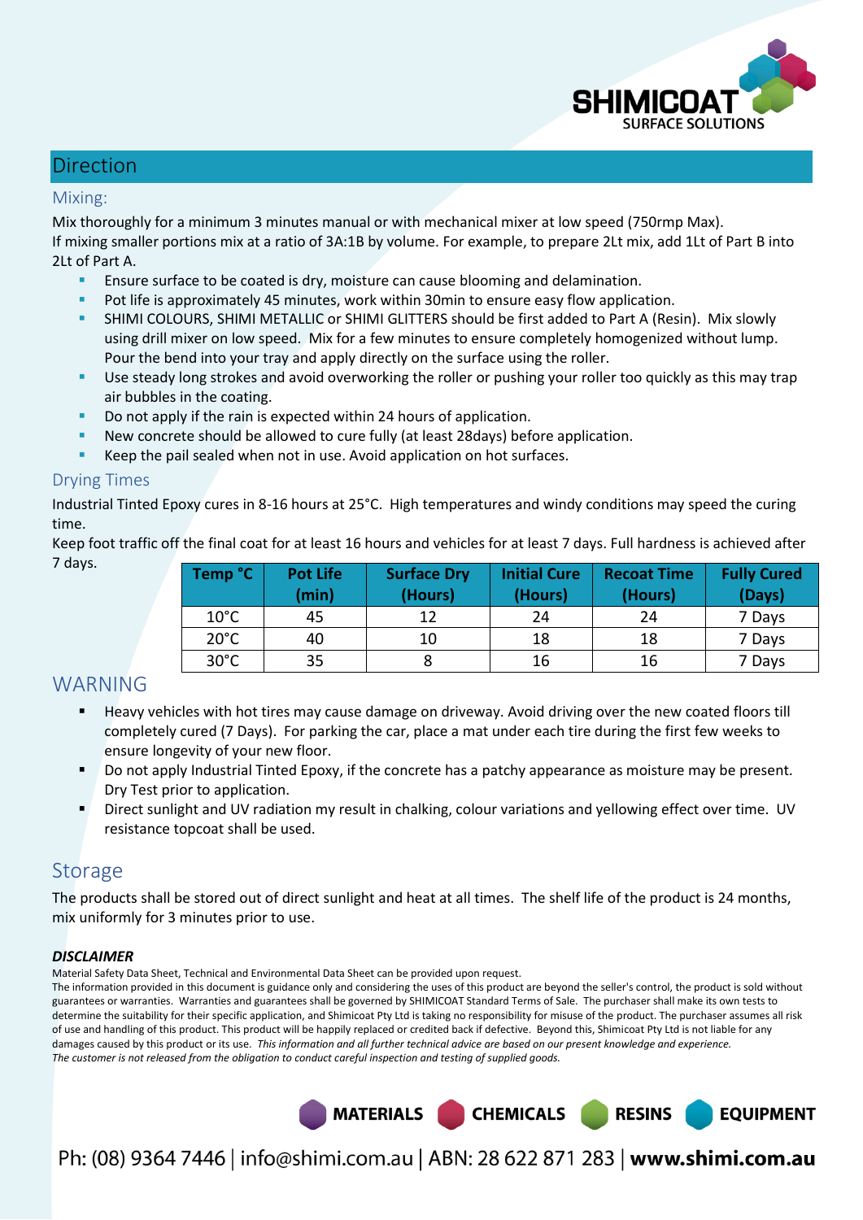## Direction

### Mixing:

Mix thoroughly for a minimum 3 minutes manual or with mechanical mixer at low speed (750rmp Max).
If mixing smaller portions mix at a ratio of 3A:1B by volume. For example, to prepare 2Lt mix, add 1Lt of Part B into 2Lt of Part A.

- Ensure surface to be coated is dry, moisture can cause blooming and delamination.
- Pot life is approximately 45 minutes, work within 30min to ensure easy flow application.
- SHIMI COLOURS, SHIMI METALLIC or SHIMI GLITTERS should be first added to Part A (Resin). Mix slowly using drill mixer on low speed. Mix for a few minutes to ensure completely homogenized without lump. Pour the bend into your tray and apply directly on the surface using the roller.
- Use steady long strokes and avoid overworking the roller or pushing your roller too quickly as this may trap air bubbles in the coating.
- Do not apply if the rain is expected within 24 hours of application.
- New concrete should be allowed to cure fully (at least 28days) before application.
- Keep the pail sealed when not in use. Avoid application on hot surfaces.

### Drying Times

Industrial Tinted Epoxy cures in 8-16 hours at 25°C. High temperatures and windy conditions may speed the curing time.

Keep foot traffic off the final coat for at least 16 hours and vehicles for at least 7 days. Full hardness is achieved after 7 days.

| Temp °C | Pot Life (min) | Surface Dry (Hours) | Initial Cure (Hours) | Recoat Time (Hours) | Fully Cured (Days) |
|---|---|---|---|---|---|
| 10°C | 45 | 12 | 24 | 24 | 7 Days |
| 20°C | 40 | 10 | 18 | 18 | 7 Days |
| 30°C | 35 | 8 | 16 | 16 | 7 Days |

## WARNING

- Heavy vehicles with hot tires may cause damage on driveway. Avoid driving over the new coated floors till completely cured (7 Days). For parking the car, place a mat under each tire during the first few weeks to ensure longevity of your new floor.
- Do not apply Industrial Tinted Epoxy, if the concrete has a patchy appearance as moisture may be present. Dry Test prior to application.
- Direct sunlight and UV radiation my result in chalking, colour variations and yellowing effect over time. UV resistance topcoat shall be used.

## Storage

The products shall be stored out of direct sunlight and heat at all times. The shelf life of the product is 24 months, mix uniformly for 3 minutes prior to use.

#### *DISCLAIMER*

Material Safety Data Sheet, Technical and Environmental Data Sheet can be provided upon request.
The information provided in this document is guidance only and considering the uses of this product are beyond the seller's control, the product is sold without guarantees or warranties. Warranties and guarantees shall be governed by SHIMICOAT Standard Terms of Sale. The purchaser shall make its own tests to determine the suitability for their specific application, and Shimicoat Pty Ltd is taking no responsibility for misuse of the product. The purchaser assumes all risk of use and handling of this product. This product will be happily replaced or credited back if defective. Beyond this, Shimicoat Pty Ltd is not liable for any damages caused by this product or its use. *This information and all further technical advice are based on our present knowledge and experience.*
*The customer is not released from the obligation to conduct careful inspection and testing of supplied goods.*